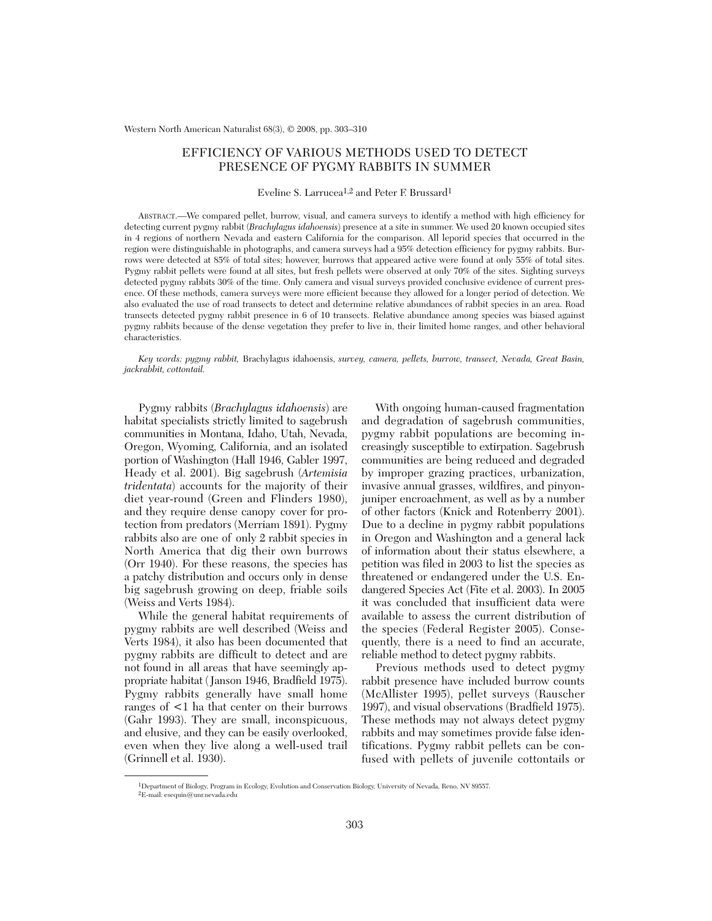# EFFICIENCY OF VARIOUS METHODS USED TO DETECT PRESENCE OF PYGMY RABBITS IN SUMMER

Eveline S. Larrucea[1,2] and Peter F. Brussard[1]

ABSTRACT.—We compared pellet, burrow, visual, and camera surveys to identify a method with high efficiency for detecting current pygmy rabbit (*Brachylagus idahoensis*) presence at a site in summer. We used 20 known occupied sites in 4 regions of northern Nevada and eastern California for the comparison. All leporid species that occurred in the region were distinguishable in photographs, and camera surveys had a 95% detection efficiency for pygmy rabbits. Burrows were detected at 85% of total sites; however, burrows that appeared active were found at only 55% of total sites. Pygmy rabbit pellets were found at all sites, but fresh pellets were observed at only 70% of the sites. Sighting surveys detected pygmy rabbits 30% of the time. Only camera and visual surveys provided conclusive evidence of current presence. Of these methods, camera surveys were more efficient because they allowed for a longer period of detection. We also evaluated the use of road transects to detect and determine relative abundances of rabbit species in an area. Road transects detected pygmy rabbit presence in 6 of 10 transects. Relative abundance among species was biased against pygmy rabbits because of the dense vegetation they prefer to live in, their limited home ranges, and other behavioral characteristics.

*Key words: pygmy rabbit,* Brachylagus idahoensis*, survey, camera, pellets, burrow, transect, Nevada, Great Basin, jackrabbit, cottontail.*

Pygmy rabbits (*Brachylagus idahoensis*) are habitat specialists strictly limited to sagebrush communities in Montana, Idaho, Utah, Nevada, Oregon, Wyoming, California, and an isolated portion of Washington (Hall 1946, Gabler 1997, Heady et al. 2001). Big sagebrush (*Artemisia tridentata*) accounts for the majority of their diet year-round (Green and Flinders 1980), and they require dense canopy cover for protection from predators (Merriam 1891). Pygmy rabbits also are one of only 2 rabbit species in North America that dig their own burrows (Orr 1940). For these reasons, the species has a patchy distribution and occurs only in dense big sagebrush growing on deep, friable soils (Weiss and Verts 1984).

While the general habitat requirements of pygmy rabbits are well described (Weiss and Verts 1984), it also has been documented that pygmy rabbits are difficult to detect and are not found in all areas that have seemingly appropriate habitat (Janson 1946, Bradfield 1975). Pygmy rabbits generally have small home ranges of <1 ha that center on their burrows (Gahr 1993). They are small, inconspicuous, and elusive, and they can be easily overlooked, even when they live along a well-used trail (Grinnell et al. 1930).

With ongoing human-caused fragmentation and degradation of sagebrush communities, pygmy rabbit populations are becoming increasingly susceptible to extirpation. Sagebrush communities are being reduced and degraded by improper grazing practices, urbanization, invasive annual grasses, wildfires, and pinyon-juniper encroachment, as well as by a number of other factors (Knick and Rotenberry 2001). Due to a decline in pygmy rabbit populations in Oregon and Washington and a general lack of information about their status elsewhere, a petition was filed in 2003 to list the species as threatened or endangered under the U.S. Endangered Species Act (Fite et al. 2003). In 2005 it was concluded that insufficient data were available to assess the current distribution of the species (Federal Register 2005). Consequently, there is a need to find an accurate, reliable method to detect pygmy rabbits.

Previous methods used to detect pygmy rabbit presence have included burrow counts (McAllister 1995), pellet surveys (Rauscher 1997), and visual observations (Bradfield 1975). These methods may not always detect pygmy rabbits and may sometimes provide false identifications. Pygmy rabbit pellets can be confused with pellets of juvenile cottontails or

[1]Department of Biology, Program in Ecology, Evolution and Conservation Biology, University of Nevada, Reno, NV 89557.
[2]E-mail: esequin@unr.nevada.edu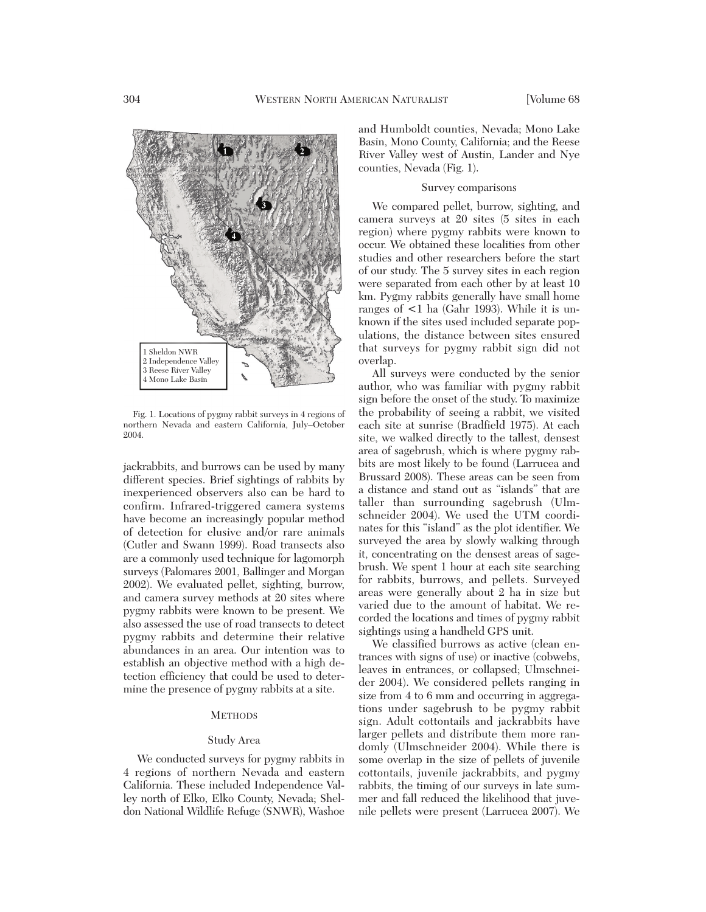1 Sheldon NWR
2 Independence Valley
3 Reese River Valley
4 Mono Lake Basin

Fig. 1. Locations of pygmy rabbit surveys in 4 regions of northern Nevada and eastern California, July–October 2004.

jackrabbits, and burrows can be used by many different species. Brief sightings of rabbits by inexperienced observers also can be hard to confirm. Infrared-triggered camera systems have become an increasingly popular method of detection for elusive and/or rare animals (Cutler and Swann 1999). Road transects also are a commonly used technique for lagomorph surveys (Palomares 2001, Ballinger and Morgan 2002). We evaluated pellet, sighting, burrow, and camera survey methods at 20 sites where pygmy rabbits were known to be present. We also assessed the use of road transects to detect pygmy rabbits and determine their relative abundances in an area. Our intention was to establish an objective method with a high detection efficiency that could be used to determine the presence of pygmy rabbits at a site.

## Methods

### Study Area

We conducted surveys for pygmy rabbits in 4 regions of northern Nevada and eastern California. These included Independence Valley north of Elko, Elko County, Nevada; Sheldon National Wildlife Refuge (SNWR), Washoe and Humboldt counties, Nevada; Mono Lake Basin, Mono County, California; and the Reese River Valley west of Austin, Lander and Nye counties, Nevada (Fig. 1).

### Survey comparisons

We compared pellet, burrow, sighting, and camera surveys at 20 sites (5 sites in each region) where pygmy rabbits were known to occur. We obtained these localities from other studies and other researchers before the start of our study. The 5 survey sites in each region were separated from each other by at least 10 km. Pygmy rabbits generally have small home ranges of <1 ha (Gahr 1993). While it is unknown if the sites used included separate populations, the distance between sites ensured that surveys for pygmy rabbit sign did not overlap.

All surveys were conducted by the senior author, who was familiar with pygmy rabbit sign before the onset of the study. To maximize the probability of seeing a rabbit, we visited each site at sunrise (Bradfield 1975). At each site, we walked directly to the tallest, densest area of sagebrush, which is where pygmy rabbits are most likely to be found (Larrucea and Brussard 2008). These areas can be seen from a distance and stand out as "islands" that are taller than surrounding sagebrush (Ulmschneider 2004). We used the UTM coordinates for this "island" as the plot identifier. We surveyed the area by slowly walking through it, concentrating on the densest areas of sagebrush. We spent 1 hour at each site searching for rabbits, burrows, and pellets. Surveyed areas were generally about 2 ha in size but varied due to the amount of habitat. We recorded the locations and times of pygmy rabbit sightings using a handheld GPS unit.

We classified burrows as active (clean entrances with signs of use) or inactive (cobwebs, leaves in entrances, or collapsed; Ulmschneider 2004). We considered pellets ranging in size from 4 to 6 mm and occurring in aggregations under sagebrush to be pygmy rabbit sign. Adult cottontails and jackrabbits have larger pellets and distribute them more randomly (Ulmschneider 2004). While there is some overlap in the size of pellets of juvenile cottontails, juvenile jackrabbits, and pygmy rabbits, the timing of our surveys in late summer and fall reduced the likelihood that juvenile pellets were present (Larrucea 2007). We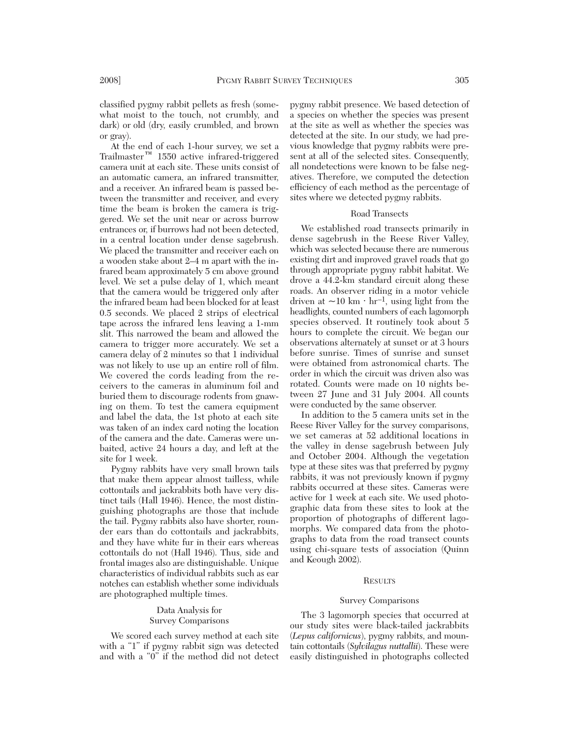classified pygmy rabbit pellets as fresh (somewhat moist to the touch, not crumbly, and dark) or old (dry, easily crumbled, and brown or gray).

At the end of each 1-hour survey, we set a Trailmaster™ 1550 active infrared-triggered camera unit at each site. These units consist of an automatic camera, an infrared transmitter, and a receiver. An infrared beam is passed between the transmitter and receiver, and every time the beam is broken the camera is triggered. We set the unit near or across burrow entrances or, if burrows had not been detected, in a central location under dense sagebrush. We placed the transmitter and receiver each on a wooden stake about 2–4 m apart with the infrared beam approximately 5 cm above ground level. We set a pulse delay of 1, which meant that the camera would be triggered only after the infrared beam had been blocked for at least 0.5 seconds. We placed 2 strips of electrical tape across the infrared lens leaving a 1-mm slit. This narrowed the beam and allowed the camera to trigger more accurately. We set a camera delay of 2 minutes so that 1 individual was not likely to use up an entire roll of film. We covered the cords leading from the receivers to the cameras in aluminum foil and buried them to discourage rodents from gnawing on them. To test the camera equipment and label the data, the 1st photo at each site was taken of an index card noting the location of the camera and the date. Cameras were unbaited, active 24 hours a day, and left at the site for 1 week.

Pygmy rabbits have very small brown tails that make them appear almost tailless, while cottontails and jackrabbits both have very distinct tails (Hall 1946). Hence, the most distinguishing photographs are those that include the tail. Pygmy rabbits also have shorter, rounder ears than do cottontails and jackrabbits, and they have white fur in their ears whereas cottontails do not (Hall 1946). Thus, side and frontal images also are distinguishable. Unique characteristics of individual rabbits such as ear notches can establish whether some individuals are photographed multiple times.

### Data Analysis for Survey Comparisons

We scored each survey method at each site with a "1" if pygmy rabbit sign was detected and with a "0" if the method did not detect pygmy rabbit presence. We based detection of a species on whether the species was present at the site as well as whether the species was detected at the site. In our study, we had previous knowledge that pygmy rabbits were present at all of the selected sites. Consequently, all nondetections were known to be false negatives. Therefore, we computed the detection efficiency of each method as the percentage of sites where we detected pygmy rabbits.

### Road Transects

We established road transects primarily in dense sagebrush in the Reese River Valley, which was selected because there are numerous existing dirt and improved gravel roads that go through appropriate pygmy rabbit habitat. We drove a 44.2-km standard circuit along these roads. An observer riding in a motor vehicle driven at $\sim$10 km $\cdot$ hr$^{-1}$, using light from the headlights, counted numbers of each lagomorph species observed. It routinely took about 5 hours to complete the circuit. We began our observations alternately at sunset or at 3 hours before sunrise. Times of sunrise and sunset were obtained from astronomical charts. The order in which the circuit was driven also was rotated. Counts were made on 10 nights between 27 June and 31 July 2004. All counts were conducted by the same observer.

In addition to the 5 camera units set in the Reese River Valley for the survey comparisons, we set cameras at 52 additional locations in the valley in dense sagebrush between July and October 2004. Although the vegetation type at these sites was that preferred by pygmy rabbits, it was not previously known if pygmy rabbits occurred at these sites. Cameras were active for 1 week at each site. We used photographic data from these sites to look at the proportion of photographs of different lagomorphs. We compared data from the photographs to data from the road transect counts using chi-square tests of association (Quinn and Keough 2002).

## Results

### Survey Comparisons

The 3 lagomorph species that occurred at our study sites were black-tailed jackrabbits (*Lepus californicus*), pygmy rabbits, and mountain cottontails (*Sylvilagus nuttallii*). These were easily distinguished in photographs collected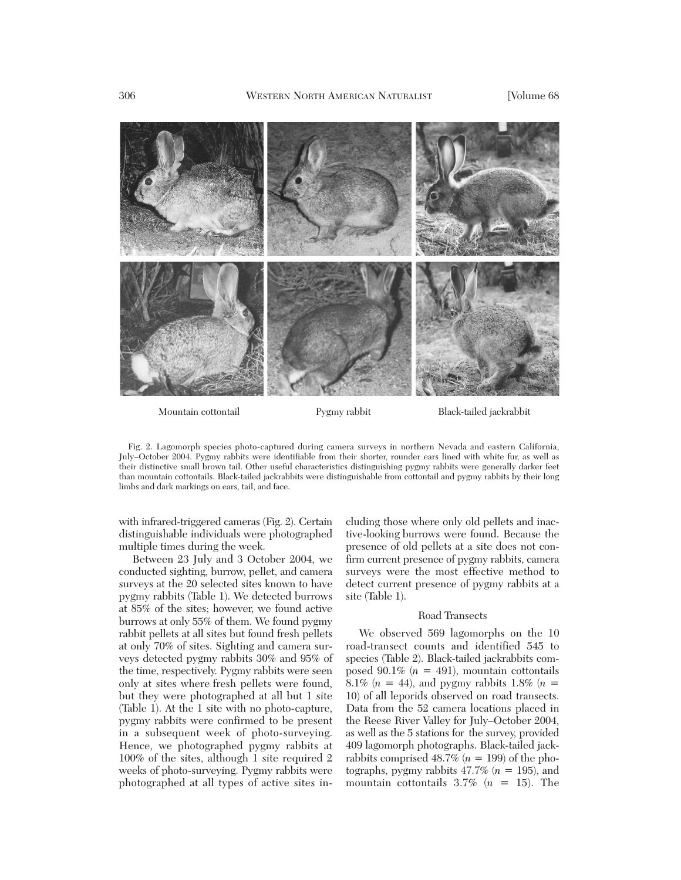Mountain cottontail Pygmy rabbit Black-tailed jackrabbit

Fig. 2. Lagomorph species photo-captured during camera surveys in northern Nevada and eastern California, July–October 2004. Pygmy rabbits were identifiable from their shorter, rounder ears lined with white fur, as well as their distinctive small brown tail. Other useful characteristics distinguishing pygmy rabbits were generally darker feet than mountain cottontails. Black-tailed jackrabbits were distinguishable from cottontail and pygmy rabbits by their long limbs and dark markings on ears, tail, and face.

with infrared-triggered cameras (Fig. 2). Certain distinguishable individuals were photographed multiple times during the week.

Between 23 July and 3 October 2004, we conducted sighting, burrow, pellet, and camera surveys at the 20 selected sites known to have pygmy rabbits (Table 1). We detected burrows at 85% of the sites; however, we found active burrows at only 55% of them. We found pygmy rabbit pellets at all sites but found fresh pellets at only 70% of sites. Sighting and camera surveys detected pygmy rabbits 30% and 95% of the time, respectively. Pygmy rabbits were seen only at sites where fresh pellets were found, but they were photographed at all but 1 site (Table 1). At the 1 site with no photo-capture, pygmy rabbits were confirmed to be present in a subsequent week of photo-surveying. Hence, we photographed pygmy rabbits at 100% of the sites, although 1 site required 2 weeks of photo-surveying. Pygmy rabbits were photographed at all types of active sites including those where only old pellets and inactive-looking burrows were found. Because the presence of old pellets at a site does not confirm current presence of pygmy rabbits, camera surveys were the most effective method to detect current presence of pygmy rabbits at a site (Table 1).

### Road Transects

We observed 569 lagomorphs on the 10 road-transect counts and identified 545 to species (Table 2). Black-tailed jackrabbits composed 90.1% ($n$ = 491), mountain cottontails 8.1% ($n$ = 44), and pygmy rabbits 1.8% ($n$ = 10) of all leporids observed on road transects. Data from the 52 camera locations placed in the Reese River Valley for July–October 2004, as well as the 5 stations for the survey, provided 409 lagomorph photographs. Black-tailed jackrabbits comprised 48.7% ($n$ = 199) of the photographs, pygmy rabbits 47.7% ($n$ = 195), and mountain cottontails 3.7% ($n$ = 15). The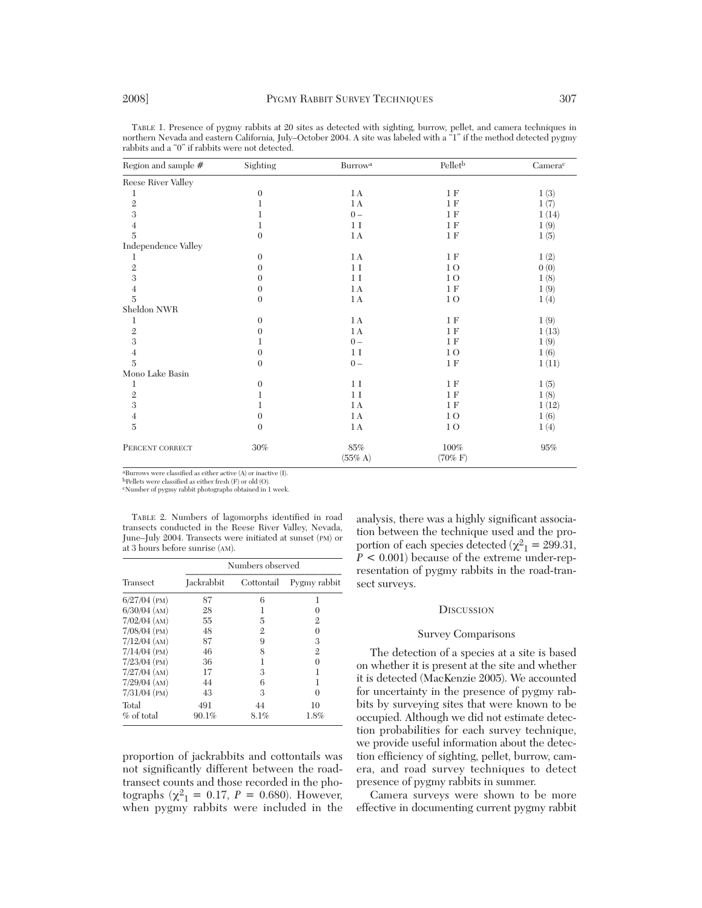TABLE 1. Presence of pygmy rabbits at 20 sites as detected with sighting, burrow, pellet, and camera techniques in northern Nevada and eastern California, July–October 2004. A site was labeled with a "1" if the method detected pygmy rabbits and a "0" if rabbits were not detected.

| Region and sample # | Sighting | Burrow[a] | Pellet[b] | Camera[c] |
|---|---|---|---|---|
| Reese River Valley | | | | |
| 1 | 0 | 1 A | 1 F | 1 (3) |
| 2 | 1 | 1 A | 1 F | 1 (7) |
| 3 | 1 | 0 – | 1 F | 1 (14) |
| 4 | 1 | 1 I | 1 F | 1 (9) |
| 5 | 0 | 1 A | 1 F | 1 (5) |
| Independence Valley | | | | |
| 1 | 0 | 1 A | 1 F | 1 (2) |
| 2 | 0 | 1 I | 1 O | 0 (0) |
| 3 | 0 | 1 I | 1 O | 1 (8) |
| 4 | 0 | 1 A | 1 F | 1 (9) |
| 5 | 0 | 1 A | 1 O | 1 (4) |
| Sheldon NWR | | | | |
| 1 | 0 | 1 A | 1 F | 1 (9) |
| 2 | 0 | 1 A | 1 F | 1 (13) |
| 3 | 1 | 0 – | 1 F | 1 (9) |
| 4 | 0 | 1 I | 1 O | 1 (6) |
| 5 | 0 | 0 – | 1 F | 1 (11) |
| Mono Lake Basin | | | | |
| 1 | 0 | 1 I | 1 F | 1 (5) |
| 2 | 1 | 1 I | 1 F | 1 (8) |
| 3 | 1 | 1 A | 1 F | 1 (12) |
| 4 | 0 | 1 A | 1 O | 1 (6) |
| 5 | 0 | 1 A | 1 O | 1 (4) |
| PERCENT CORRECT | 30% | 85% (55% A) | 100% (70% F) | 95% |

[a]Burrows were classified as either active (A) or inactive (I).
[b]Pellets were classified as either fresh (F) or old (O).
[c]Number of pygmy rabbit photographs obtained in 1 week.

TABLE 2. Numbers of lagomorphs identified in road transects conducted in the Reese River Valley, Nevada, June–July 2004. Transects were initiated at sunset (PM) or at 3 hours before sunrise (AM).

| Transect | Numbers observed | | |
|---|---|---|---|
| | Jackrabbit | Cottontail | Pygmy rabbit |
| 6/27/04 (PM) | 87 | 6 | 1 |
| 6/30/04 (AM) | 28 | 1 | 0 |
| 7/02/04 (AM) | 55 | 5 | 2 |
| 7/08/04 (PM) | 48 | 2 | 0 |
| 7/12/04 (AM) | 87 | 9 | 3 |
| 7/14/04 (PM) | 46 | 8 | 2 |
| 7/23/04 (PM) | 36 | 1 | 0 |
| 7/27/04 (AM) | 17 | 3 | 1 |
| 7/29/04 (AM) | 44 | 6 | 1 |
| 7/31/04 (PM) | 43 | 3 | 0 |
| Total | 491 | 44 | 10 |
| % of total | 90.1% | 8.1% | 1.8% |

proportion of jackrabbits and cottontails was not significantly different between the road-transect counts and those recorded in the photographs ($\chi^2_1 = 0.17$, $P = 0.680$). However, when pygmy rabbits were included in the analysis, there was a highly significant association between the technique used and the proportion of each species detected ($\chi^2_1 = 299.31$, $P < 0.001$) because of the extreme under-representation of pygmy rabbits in the road-transect surveys.

## DISCUSSION

### Survey Comparisons

The detection of a species at a site is based on whether it is present at the site and whether it is detected (MacKenzie 2005). We accounted for uncertainty in the presence of pygmy rabbits by surveying sites that were known to be occupied. Although we did not estimate detection probabilities for each survey technique, we provide useful information about the detection efficiency of sighting, pellet, burrow, camera, and road survey techniques to detect presence of pygmy rabbits in summer.

Camera surveys were shown to be more effective in documenting current pygmy rabbit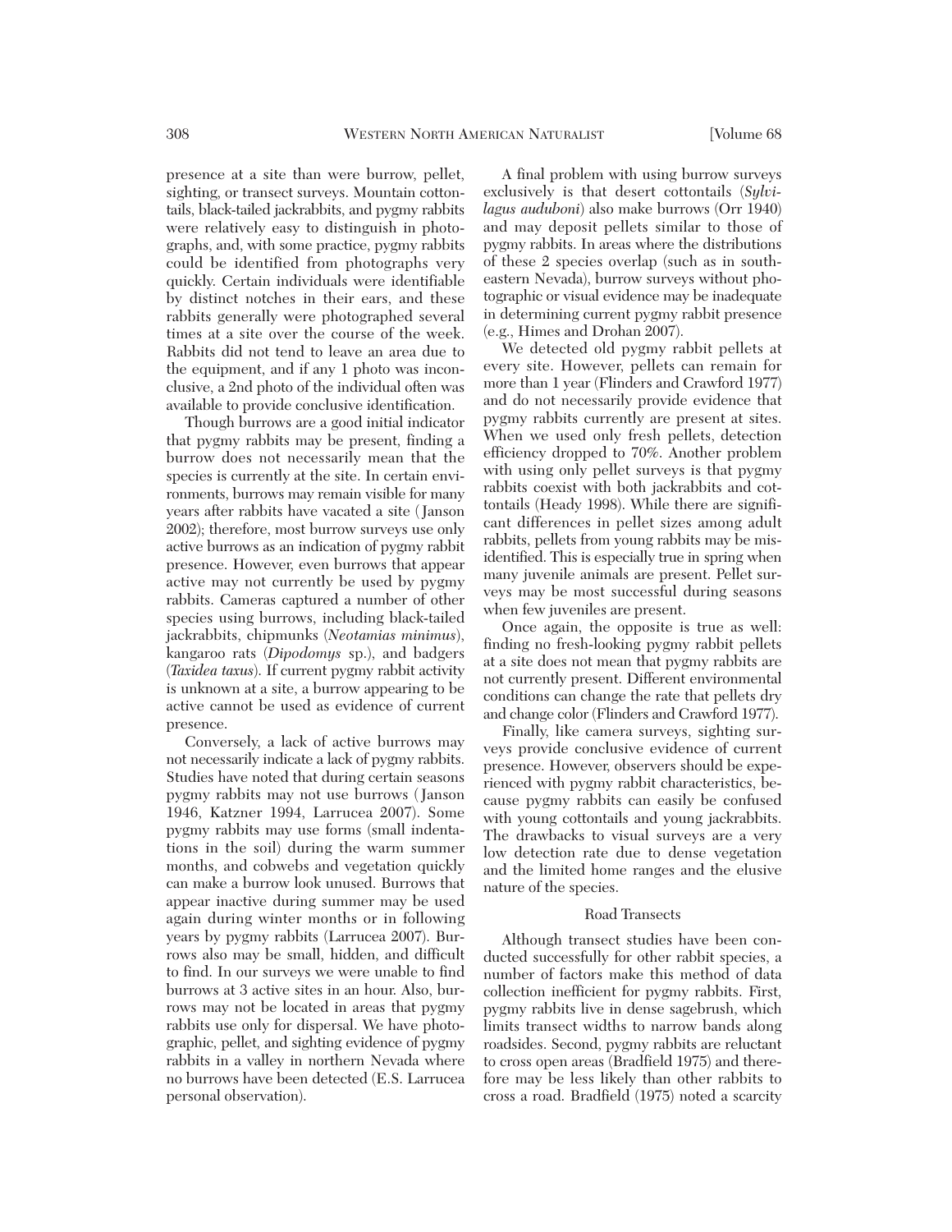presence at a site than were burrow, pellet, sighting, or transect surveys. Mountain cottontails, black-tailed jackrabbits, and pygmy rabbits were relatively easy to distinguish in photographs, and, with some practice, pygmy rabbits could be identified from photographs very quickly. Certain individuals were identifiable by distinct notches in their ears, and these rabbits generally were photographed several times at a site over the course of the week. Rabbits did not tend to leave an area due to the equipment, and if any 1 photo was inconclusive, a 2nd photo of the individual often was available to provide conclusive identification.

Though burrows are a good initial indicator that pygmy rabbits may be present, finding a burrow does not necessarily mean that the species is currently at the site. In certain environments, burrows may remain visible for many years after rabbits have vacated a site (Janson 2002); therefore, most burrow surveys use only active burrows as an indication of pygmy rabbit presence. However, even burrows that appear active may not currently be used by pygmy rabbits. Cameras captured a number of other species using burrows, including black-tailed jackrabbits, chipmunks (*Neotamias minimus*), kangaroo rats (*Dipodomys* sp.), and badgers (*Taxidea taxus*). If current pygmy rabbit activity is unknown at a site, a burrow appearing to be active cannot be used as evidence of current presence.

Conversely, a lack of active burrows may not necessarily indicate a lack of pygmy rabbits. Studies have noted that during certain seasons pygmy rabbits may not use burrows (Janson 1946, Katzner 1994, Larrucea 2007). Some pygmy rabbits may use forms (small indentations in the soil) during the warm summer months, and cobwebs and vegetation quickly can make a burrow look unused. Burrows that appear inactive during summer may be used again during winter months or in following years by pygmy rabbits (Larrucea 2007). Burrows also may be small, hidden, and difficult to find. In our surveys we were unable to find burrows at 3 active sites in an hour. Also, burrows may not be located in areas that pygmy rabbits use only for dispersal. We have photographic, pellet, and sighting evidence of pygmy rabbits in a valley in northern Nevada where no burrows have been detected (E.S. Larrucea personal observation).

A final problem with using burrow surveys exclusively is that desert cottontails (*Sylvilagus auduboni*) also make burrows (Orr 1940) and may deposit pellets similar to those of pygmy rabbits. In areas where the distributions of these 2 species overlap (such as in southeastern Nevada), burrow surveys without photographic or visual evidence may be inadequate in determining current pygmy rabbit presence (e.g., Himes and Drohan 2007).

We detected old pygmy rabbit pellets at every site. However, pellets can remain for more than 1 year (Flinders and Crawford 1977) and do not necessarily provide evidence that pygmy rabbits currently are present at sites. When we used only fresh pellets, detection efficiency dropped to 70%. Another problem with using only pellet surveys is that pygmy rabbits coexist with both jackrabbits and cottontails (Heady 1998). While there are significant differences in pellet sizes among adult rabbits, pellets from young rabbits may be misidentified. This is especially true in spring when many juvenile animals are present. Pellet surveys may be most successful during seasons when few juveniles are present.

Once again, the opposite is true as well: finding no fresh-looking pygmy rabbit pellets at a site does not mean that pygmy rabbits are not currently present. Different environmental conditions can change the rate that pellets dry and change color (Flinders and Crawford 1977).

Finally, like camera surveys, sighting surveys provide conclusive evidence of current presence. However, observers should be experienced with pygmy rabbit characteristics, because pygmy rabbits can easily be confused with young cottontails and young jackrabbits. The drawbacks to visual surveys are a very low detection rate due to dense vegetation and the limited home ranges and the elusive nature of the species.

### Road Transects

Although transect studies have been conducted successfully for other rabbit species, a number of factors make this method of data collection inefficient for pygmy rabbits. First, pygmy rabbits live in dense sagebrush, which limits transect widths to narrow bands along roadsides. Second, pygmy rabbits are reluctant to cross open areas (Bradfield 1975) and therefore may be less likely than other rabbits to cross a road. Bradfield (1975) noted a scarcity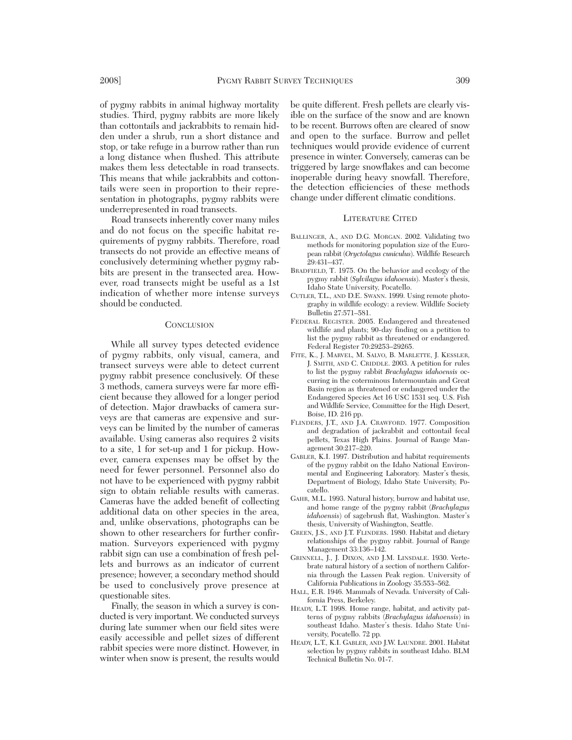of pygmy rabbits in animal highway mortality studies. Third, pygmy rabbits are more likely than cottontails and jackrabbits to remain hidden under a shrub, run a short distance and stop, or take refuge in a burrow rather than run a long distance when flushed. This attribute makes them less detectable in road transects. This means that while jackrabbits and cottontails were seen in proportion to their representation in photographs, pygmy rabbits were underrepresented in road transects.

Road transects inherently cover many miles and do not focus on the specific habitat requirements of pygmy rabbits. Therefore, road transects do not provide an effective means of conclusively determining whether pygmy rabbits are present in the transected area. However, road transects might be useful as a 1st indication of whether more intense surveys should be conducted.

## Conclusion

While all survey types detected evidence of pygmy rabbits, only visual, camera, and transect surveys were able to detect current pygmy rabbit presence conclusively. Of these 3 methods, camera surveys were far more efficient because they allowed for a longer period of detection. Major drawbacks of camera surveys are that cameras are expensive and surveys can be limited by the number of cameras available. Using cameras also requires 2 visits to a site, 1 for set-up and 1 for pickup. However, camera expenses may be offset by the need for fewer personnel. Personnel also do not have to be experienced with pygmy rabbit sign to obtain reliable results with cameras. Cameras have the added benefit of collecting additional data on other species in the area, and, unlike observations, photographs can be shown to other researchers for further confirmation. Surveyors experienced with pygmy rabbit sign can use a combination of fresh pellets and burrows as an indicator of current presence; however, a secondary method should be used to conclusively prove presence at questionable sites.

Finally, the season in which a survey is conducted is very important. We conducted surveys during late summer when our field sites were easily accessible and pellet sizes of different rabbit species were more distinct. However, in winter when snow is present, the results would be quite different. Fresh pellets are clearly visible on the surface of the snow and are known to be recent. Burrows often are cleared of snow and open to the surface. Burrow and pellet techniques would provide evidence of current presence in winter. Conversely, cameras can be triggered by large snowflakes and can become inoperable during heavy snowfall. Therefore, the detection efficiencies of these methods change under different climatic conditions.

## Literature Cited

Ballinger, A., and D.G. Morgan. 2002. Validating two methods for monitoring population size of the European rabbit (*Oryctolagus cuniculus*). Wildlife Research 29:431–437.

Bradfield, T. 1975. On the behavior and ecology of the pygmy rabbit (*Sylvilagus idahoensis*). Master's thesis, Idaho State University, Pocatello.

Cutler, T.L., and D.E. Swann. 1999. Using remote photography in wildlife ecology: a review. Wildlife Society Bulletin 27:571–581.

Federal Register. 2005. Endangered and threatened wildlife and plants; 90-day finding on a petition to list the pygmy rabbit as threatened or endangered. Federal Register 70:29253–29265.

Fite, K., J. Marvel, M. Salvo, B. Marlette, J. Kessler, J. Smith, and C. Criddle. 2003. A petition for rules to list the pygmy rabbit *Brachylagus idahoensis* occurring in the coterminous Intermountain and Great Basin region as threatened or endangered under the Endangered Species Act 16 USC 1531 seq. U.S. Fish and Wildlife Service, Committee for the High Desert, Boise, ID. 216 pp.

Flinders, J.T., and J.A. Crawford. 1977. Composition and degradation of jackrabbit and cottontail fecal pellets, Texas High Plains. Journal of Range Management 30:217–220.

Gabler, K.I. 1997. Distribution and habitat requirements of the pygmy rabbit on the Idaho National Environmental and Engineering Laboratory. Master's thesis, Department of Biology, Idaho State University, Pocatello.

Gahr, M.L. 1993. Natural history, burrow and habitat use, and home range of the pygmy rabbit (*Brachylagus idahoensis*) of sagebrush flat, Washington. Master's thesis, University of Washington, Seattle.

Green, J.S., and J.T. Flinders. 1980. Habitat and dietary relationships of the pygmy rabbit. Journal of Range Management 33:136–142.

Grinnell, J., J. Dixon, and J.M. Linsdale. 1930. Vertebrate natural history of a section of northern California through the Lassen Peak region. University of California Publications in Zoology 35:553–562.

Hall, E.R. 1946. Mammals of Nevada. University of California Press, Berkeley.

Heady, L.T. 1998. Home range, habitat, and activity patterns of pygmy rabbits (*Brachylagus idahoensis*) in southeast Idaho. Master's thesis. Idaho State University, Pocatello. 72 pp.

Heady, L.T., K.I. Gabler, and J.W. Laundre. 2001. Habitat selection by pygmy rabbits in southeast Idaho. BLM Technical Bulletin No. 01-7.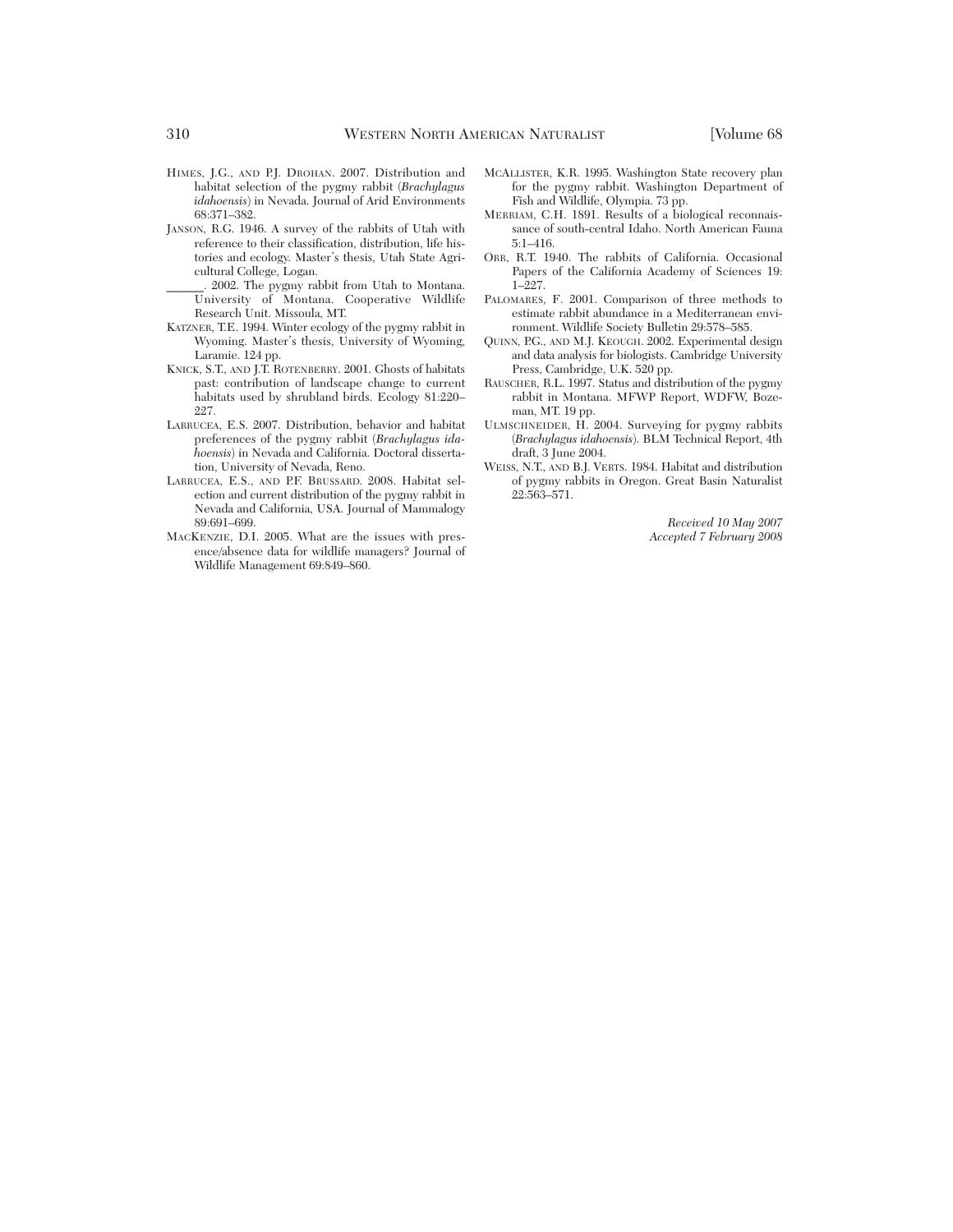HIMES, J.G., AND P.J. DROHAN. 2007. Distribution and habitat selection of the pygmy rabbit (*Brachylagus idahoensis*) in Nevada. Journal of Arid Environments 68:371–382.

JANSON, R.G. 1946. A survey of the rabbits of Utah with reference to their classification, distribution, life histories and ecology. Master's thesis, Utah State Agricultural College, Logan.

______. 2002. The pygmy rabbit from Utah to Montana. University of Montana. Cooperative Wildlife Research Unit. Missoula, MT.

KATZNER, T.E. 1994. Winter ecology of the pygmy rabbit in Wyoming. Master's thesis, University of Wyoming, Laramie. 124 pp.

KNICK, S.T., AND J.T. ROTENBERRY. 2001. Ghosts of habitats past: contribution of landscape change to current habitats used by shrubland birds. Ecology 81:220–227.

LARRUCEA, E.S. 2007. Distribution, behavior and habitat preferences of the pygmy rabbit (*Brachylagus idahoensis*) in Nevada and California. Doctoral dissertation, University of Nevada, Reno.

LARRUCEA, E.S., AND P.F. BRUSSARD. 2008. Habitat selection and current distribution of the pygmy rabbit in Nevada and California, USA. Journal of Mammalogy 89:691–699.

MACKENZIE, D.I. 2005. What are the issues with presence/absence data for wildlife managers? Journal of Wildlife Management 69:849–860.

MCALLISTER, K.R. 1995. Washington State recovery plan for the pygmy rabbit. Washington Department of Fish and Wildlife, Olympia. 73 pp.

MERRIAM, C.H. 1891. Results of a biological reconnaissance of south-central Idaho. North American Fauna 5:1–416.

ORR, R.T. 1940. The rabbits of California. Occasional Papers of the California Academy of Sciences 19: 1–227.

PALOMARES, F. 2001. Comparison of three methods to estimate rabbit abundance in a Mediterranean environment. Wildlife Society Bulletin 29:578–585.

QUINN, P.G., AND M.J. KEOUGH. 2002. Experimental design and data analysis for biologists. Cambridge University Press, Cambridge, U.K. 520 pp.

RAUSCHER, R.L. 1997. Status and distribution of the pygmy rabbit in Montana. MFWP Report, WDFW, Bozeman, MT. 19 pp.

ULMSCHNEIDER, H. 2004. Surveying for pygmy rabbits (*Brachylagus idahoensis*). BLM Technical Report, 4th draft, 3 June 2004.

WEISS, N.T., AND B.J. VERTS. 1984. Habitat and distribution of pygmy rabbits in Oregon. Great Basin Naturalist 22:563–571.

*Received 10 May 2007*
*Accepted 7 February 2008*